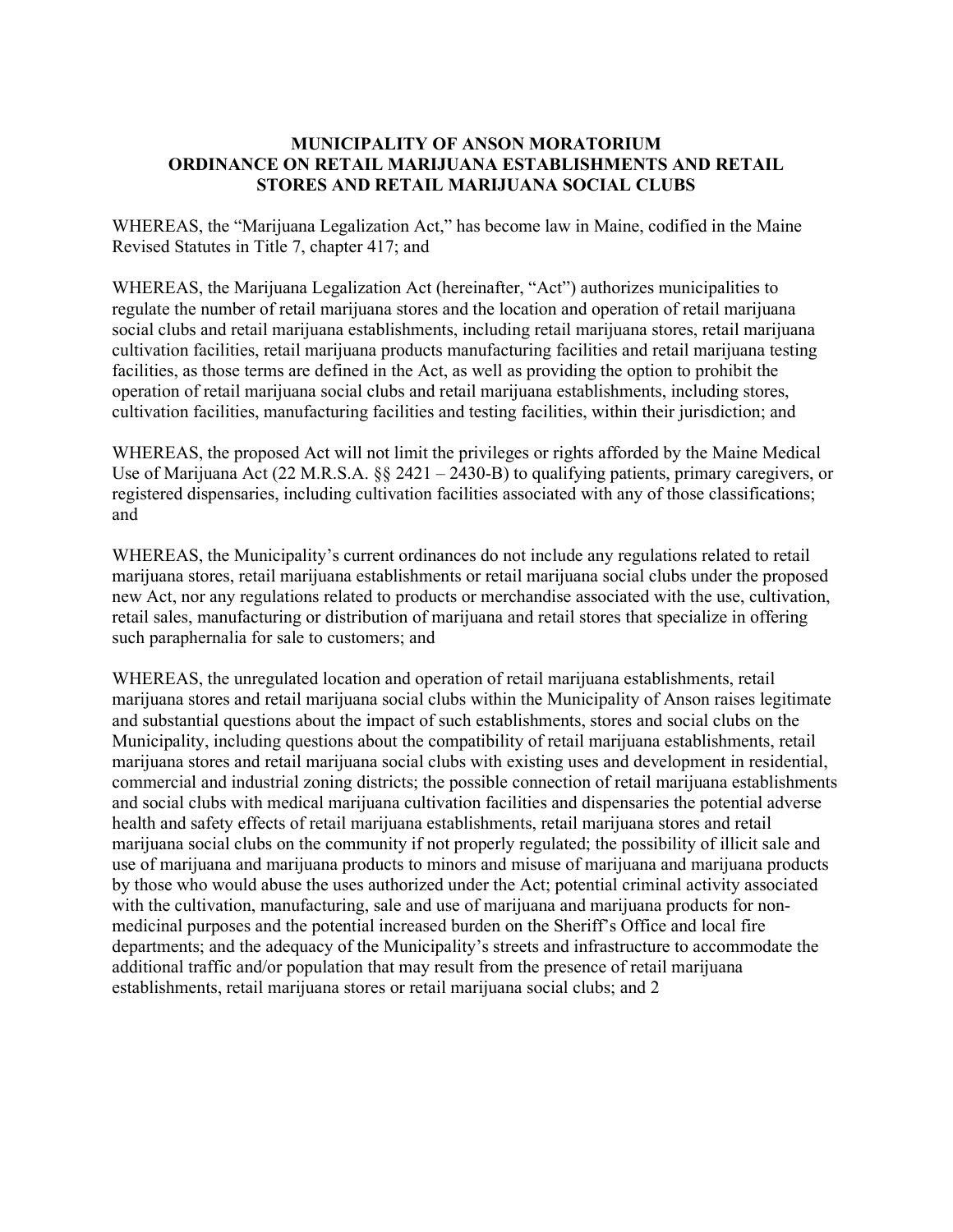# MUNICIPALITY OF ANSON MORATORIUM ORDINANCE ON RETAIL MARIJUANA ESTABLISHMENTS AND RETAIL STORES AND RETAIL MARIJUANA SOCIAL CLUBS

WHEREAS, the "Marijuana Legalization Act," has become law in Maine, codified in the Maine Revised Statutes in Title 7, chapter 417; and

WHEREAS, the Marijuana Legalization Act (hereinafter, "Act") authorizes municipalities to regulate the number of retail marijuana stores and the location and operation of retail marijuana social clubs and retail marijuana establishments, including retail marijuana stores, retail marijuana cultivation facilities, retail marijuana products manufacturing facilities and retail marijuana testing facilities, as those terms are defined in the Act, as well as providing the option to prohibit the operation of retail marijuana social clubs and retail marijuana establishments, including stores, cultivation facilities, manufacturing facilities and testing facilities, within their jurisdiction; and

WHEREAS, the proposed Act will not limit the privileges or rights afforded by the Maine Medical Use of Marijuana Act (22 M.R.S.A. §§ 2421 – 2430-B) to qualifying patients, primary caregivers, or registered dispensaries, including cultivation facilities associated with any of those classifications; and

WHEREAS, the Municipality's current ordinances do not include any regulations related to retail marijuana stores, retail marijuana establishments or retail marijuana social clubs under the proposed new Act, nor any regulations related to products or merchandise associated with the use, cultivation, retail sales, manufacturing or distribution of marijuana and retail stores that specialize in offering such paraphernalia for sale to customers; and

WHEREAS, the unregulated location and operation of retail marijuana establishments, retail marijuana stores and retail marijuana social clubs within the Municipality of Anson raises legitimate and substantial questions about the impact of such establishments, stores and social clubs on the Municipality, including questions about the compatibility of retail marijuana establishments, retail marijuana stores and retail marijuana social clubs with existing uses and development in residential, commercial and industrial zoning districts; the possible connection of retail marijuana establishments and social clubs with medical marijuana cultivation facilities and dispensaries the potential adverse health and safety effects of retail marijuana establishments, retail marijuana stores and retail marijuana social clubs on the community if not properly regulated; the possibility of illicit sale and use of marijuana and marijuana products to minors and misuse of marijuana and marijuana products by those who would abuse the uses authorized under the Act; potential criminal activity associated with the cultivation, manufacturing, sale and use of marijuana and marijuana products for non-medicinal purposes and the potential increased burden on the Sheriff's Office and local fire departments; and the adequacy of the Municipality's streets and infrastructure to accommodate the additional traffic and/or population that may result from the presence of retail marijuana establishments, retail marijuana stores or retail marijuana social clubs; and 2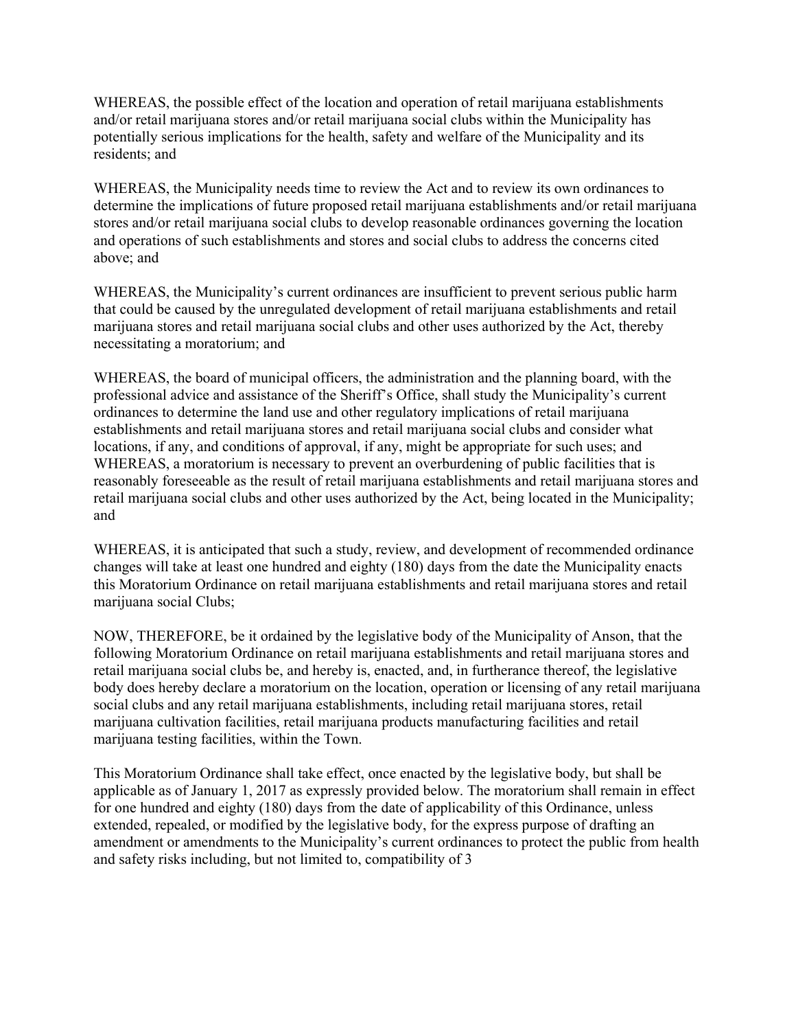WHEREAS, the possible effect of the location and operation of retail marijuana establishments and/or retail marijuana stores and/or retail marijuana social clubs within the Municipality has potentially serious implications for the health, safety and welfare of the Municipality and its residents; and

WHEREAS, the Municipality needs time to review the Act and to review its own ordinances to determine the implications of future proposed retail marijuana establishments and/or retail marijuana stores and/or retail marijuana social clubs to develop reasonable ordinances governing the location and operations of such establishments and stores and social clubs to address the concerns cited above; and

WHEREAS, the Municipality's current ordinances are insufficient to prevent serious public harm that could be caused by the unregulated development of retail marijuana establishments and retail marijuana stores and retail marijuana social clubs and other uses authorized by the Act, thereby necessitating a moratorium; and

WHEREAS, the board of municipal officers, the administration and the planning board, with the professional advice and assistance of the Sheriff's Office, shall study the Municipality's current ordinances to determine the land use and other regulatory implications of retail marijuana establishments and retail marijuana stores and retail marijuana social clubs and consider what locations, if any, and conditions of approval, if any, might be appropriate for such uses; and
WHEREAS, a moratorium is necessary to prevent an overburdening of public facilities that is reasonably foreseeable as the result of retail marijuana establishments and retail marijuana stores and retail marijuana social clubs and other uses authorized by the Act, being located in the Municipality; and

WHEREAS, it is anticipated that such a study, review, and development of recommended ordinance changes will take at least one hundred and eighty (180) days from the date the Municipality enacts this Moratorium Ordinance on retail marijuana establishments and retail marijuana stores and retail marijuana social Clubs;

NOW, THEREFORE, be it ordained by the legislative body of the Municipality of Anson, that the following Moratorium Ordinance on retail marijuana establishments and retail marijuana stores and retail marijuana social clubs be, and hereby is, enacted, and, in furtherance thereof, the legislative body does hereby declare a moratorium on the location, operation or licensing of any retail marijuana social clubs and any retail marijuana establishments, including retail marijuana stores, retail marijuana cultivation facilities, retail marijuana products manufacturing facilities and retail marijuana testing facilities, within the Town.

This Moratorium Ordinance shall take effect, once enacted by the legislative body, but shall be applicable as of January 1, 2017 as expressly provided below. The moratorium shall remain in effect for one hundred and eighty (180) days from the date of applicability of this Ordinance, unless extended, repealed, or modified by the legislative body, for the express purpose of drafting an amendment or amendments to the Municipality's current ordinances to protect the public from health and safety risks including, but not limited to, compatibility of 3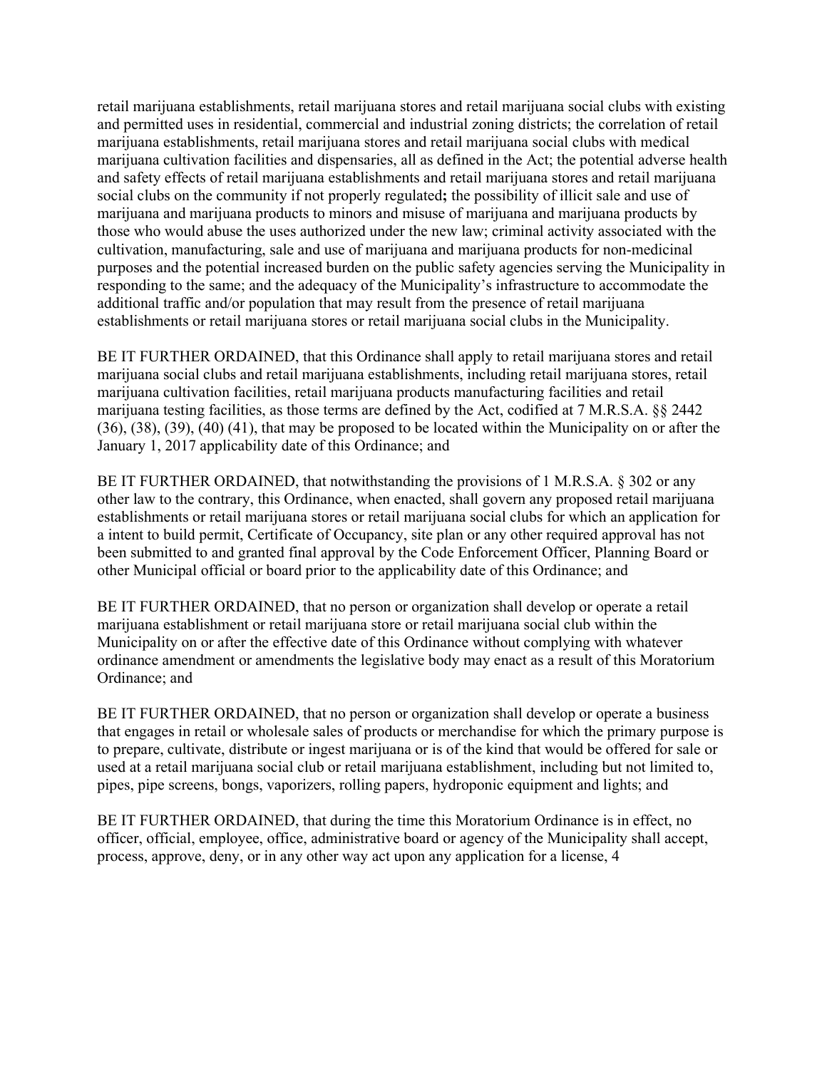retail marijuana establishments, retail marijuana stores and retail marijuana social clubs with existing and permitted uses in residential, commercial and industrial zoning districts; the correlation of retail marijuana establishments, retail marijuana stores and retail marijuana social clubs with medical marijuana cultivation facilities and dispensaries, all as defined in the Act; the potential adverse health and safety effects of retail marijuana establishments and retail marijuana stores and retail marijuana social clubs on the community if not properly regulated**;** the possibility of illicit sale and use of marijuana and marijuana products to minors and misuse of marijuana and marijuana products by those who would abuse the uses authorized under the new law; criminal activity associated with the cultivation, manufacturing, sale and use of marijuana and marijuana products for non-medicinal purposes and the potential increased burden on the public safety agencies serving the Municipality in responding to the same; and the adequacy of the Municipality's infrastructure to accommodate the additional traffic and/or population that may result from the presence of retail marijuana establishments or retail marijuana stores or retail marijuana social clubs in the Municipality.

BE IT FURTHER ORDAINED, that this Ordinance shall apply to retail marijuana stores and retail marijuana social clubs and retail marijuana establishments, including retail marijuana stores, retail marijuana cultivation facilities, retail marijuana products manufacturing facilities and retail marijuana testing facilities, as those terms are defined by the Act, codified at 7 M.R.S.A. §§ 2442 (36), (38), (39), (40) (41), that may be proposed to be located within the Municipality on or after the January 1, 2017 applicability date of this Ordinance; and

BE IT FURTHER ORDAINED, that notwithstanding the provisions of 1 M.R.S.A. § 302 or any other law to the contrary, this Ordinance, when enacted, shall govern any proposed retail marijuana establishments or retail marijuana stores or retail marijuana social clubs for which an application for a intent to build permit, Certificate of Occupancy, site plan or any other required approval has not been submitted to and granted final approval by the Code Enforcement Officer, Planning Board or other Municipal official or board prior to the applicability date of this Ordinance; and

BE IT FURTHER ORDAINED, that no person or organization shall develop or operate a retail marijuana establishment or retail marijuana store or retail marijuana social club within the Municipality on or after the effective date of this Ordinance without complying with whatever ordinance amendment or amendments the legislative body may enact as a result of this Moratorium Ordinance; and

BE IT FURTHER ORDAINED, that no person or organization shall develop or operate a business that engages in retail or wholesale sales of products or merchandise for which the primary purpose is to prepare, cultivate, distribute or ingest marijuana or is of the kind that would be offered for sale or used at a retail marijuana social club or retail marijuana establishment, including but not limited to, pipes, pipe screens, bongs, vaporizers, rolling papers, hydroponic equipment and lights; and

BE IT FURTHER ORDAINED, that during the time this Moratorium Ordinance is in effect, no officer, official, employee, office, administrative board or agency of the Municipality shall accept, process, approve, deny, or in any other way act upon any application for a license,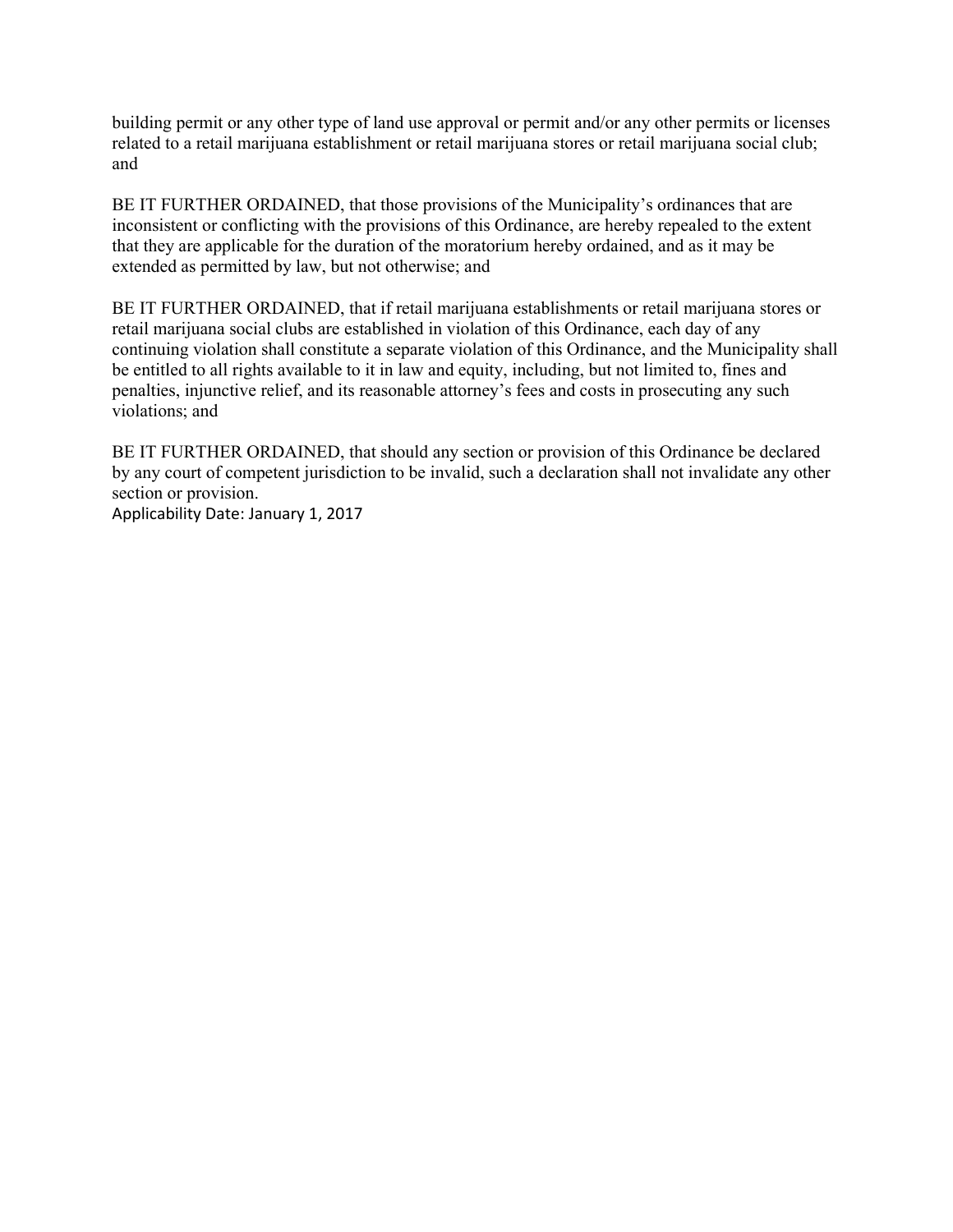building permit or any other type of land use approval or permit and/or any other permits or licenses related to a retail marijuana establishment or retail marijuana stores or retail marijuana social club; and

BE IT FURTHER ORDAINED, that those provisions of the Municipality's ordinances that are inconsistent or conflicting with the provisions of this Ordinance, are hereby repealed to the extent that they are applicable for the duration of the moratorium hereby ordained, and as it may be extended as permitted by law, but not otherwise; and

BE IT FURTHER ORDAINED, that if retail marijuana establishments or retail marijuana stores or retail marijuana social clubs are established in violation of this Ordinance, each day of any continuing violation shall constitute a separate violation of this Ordinance, and the Municipality shall be entitled to all rights available to it in law and equity, including, but not limited to, fines and penalties, injunctive relief, and its reasonable attorney's fees and costs in prosecuting any such violations; and

BE IT FURTHER ORDAINED, that should any section or provision of this Ordinance be declared by any court of competent jurisdiction to be invalid, such a declaration shall not invalidate any other section or provision.

Applicability Date: January 1, 2017